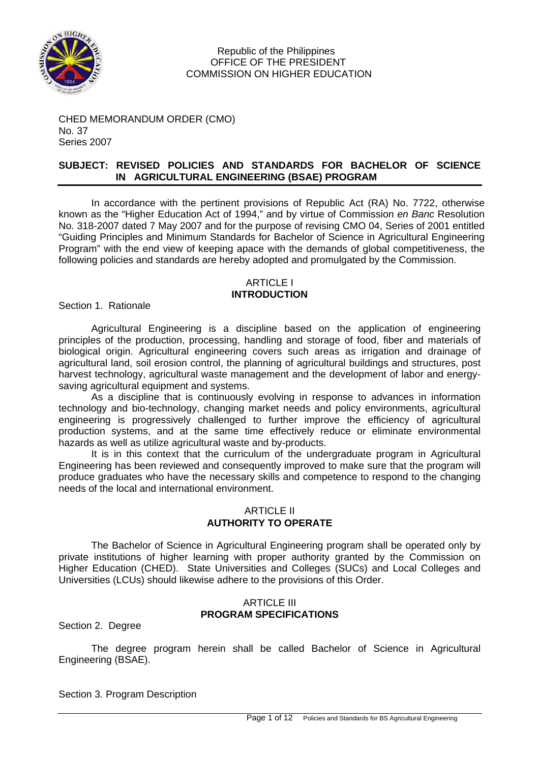Republic of the Philippines
OFFICE OF THE PRESIDENT
COMMISSION ON HIGHER EDUCATION

CHED MEMORANDUM ORDER (CMO)
No. 37
Series 2007

**SUBJECT: REVISED POLICIES AND STANDARDS FOR BACHELOR OF SCIENCE IN AGRICULTURAL ENGINEERING (BSAE) PROGRAM**

In accordance with the pertinent provisions of Republic Act (RA) No. 7722, otherwise known as the "Higher Education Act of 1994," and by virtue of Commission *en Banc* Resolution No. 318-2007 dated 7 May 2007 and for the purpose of revising CMO 04, Series of 2001 entitled "Guiding Principles and Minimum Standards for Bachelor of Science in Agricultural Engineering Program" with the end view of keeping apace with the demands of global competitiveness, the following policies and standards are hereby adopted and promulgated by the Commission.

## ARTICLE I
## INTRODUCTION

Section 1. Rationale

Agricultural Engineering is a discipline based on the application of engineering principles of the production, processing, handling and storage of food, fiber and materials of biological origin. Agricultural engineering covers such areas as irrigation and drainage of agricultural land, soil erosion control, the planning of agricultural buildings and structures, post harvest technology, agricultural waste management and the development of labor and energy-saving agricultural equipment and systems.

As a discipline that is continuously evolving in response to advances in information technology and bio-technology, changing market needs and policy environments, agricultural engineering is progressively challenged to further improve the efficiency of agricultural production systems, and at the same time effectively reduce or eliminate environmental hazards as well as utilize agricultural waste and by-products.

It is in this context that the curriculum of the undergraduate program in Agricultural Engineering has been reviewed and consequently improved to make sure that the program will produce graduates who have the necessary skills and competence to respond to the changing needs of the local and international environment.

## ARTICLE II
## AUTHORITY TO OPERATE

The Bachelor of Science in Agricultural Engineering program shall be operated only by private institutions of higher learning with proper authority granted by the Commission on Higher Education (CHED). State Universities and Colleges (SUCs) and Local Colleges and Universities (LCUs) should likewise adhere to the provisions of this Order.

## ARTICLE III
## PROGRAM SPECIFICATIONS

Section 2. Degree

The degree program herein shall be called Bachelor of Science in Agricultural Engineering (BSAE).

Section 3. Program Description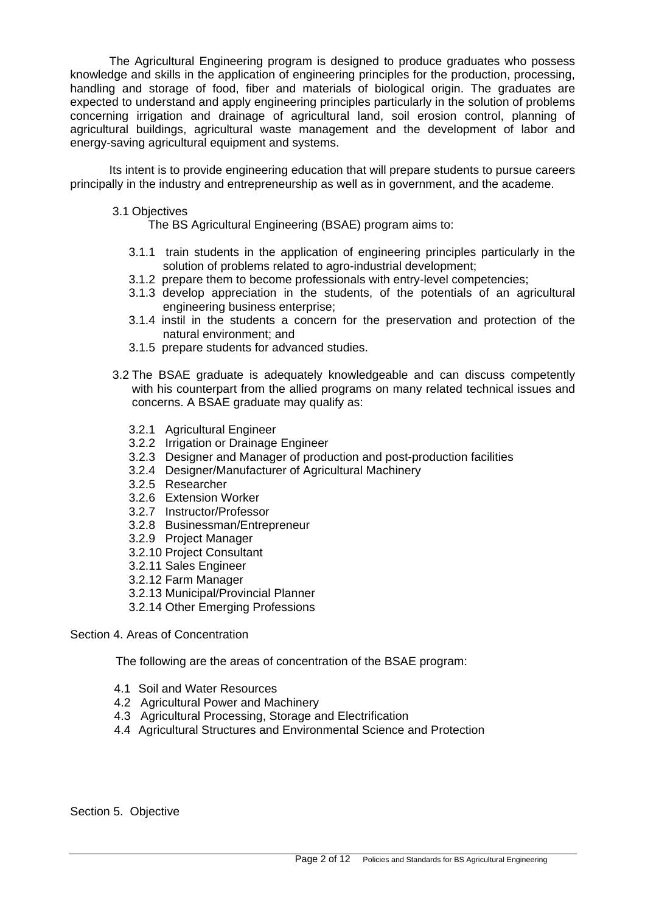The Agricultural Engineering program is designed to produce graduates who possess knowledge and skills in the application of engineering principles for the production, processing, handling and storage of food, fiber and materials of biological origin. The graduates are expected to understand and apply engineering principles particularly in the solution of problems concerning irrigation and drainage of agricultural land, soil erosion control, planning of agricultural buildings, agricultural waste management and the development of labor and energy-saving agricultural equipment and systems.

Its intent is to provide engineering education that will prepare students to pursue careers principally in the industry and entrepreneurship as well as in government, and the academe.

3.1 Objectives

The BS Agricultural Engineering (BSAE) program aims to:

- 3.1.1 train students in the application of engineering principles particularly in the solution of problems related to agro-industrial development;
- 3.1.2 prepare them to become professionals with entry-level competencies;
- 3.1.3 develop appreciation in the students, of the potentials of an agricultural engineering business enterprise;
- 3.1.4 instil in the students a concern for the preservation and protection of the natural environment; and
- 3.1.5 prepare students for advanced studies.

3.2 The BSAE graduate is adequately knowledgeable and can discuss competently with his counterpart from the allied programs on many related technical issues and concerns. A BSAE graduate may qualify as:

- 3.2.1 Agricultural Engineer
- 3.2.2 Irrigation or Drainage Engineer
- 3.2.3 Designer and Manager of production and post-production facilities
- 3.2.4 Designer/Manufacturer of Agricultural Machinery
- 3.2.5 Researcher
- 3.2.6 Extension Worker
- 3.2.7 Instructor/Professor
- 3.2.8 Businessman/Entrepreneur
- 3.2.9 Project Manager
- 3.2.10 Project Consultant
- 3.2.11 Sales Engineer
- 3.2.12 Farm Manager
- 3.2.13 Municipal/Provincial Planner
- 3.2.14 Other Emerging Professions

Section 4. Areas of Concentration

The following are the areas of concentration of the BSAE program:

- 4.1 Soil and Water Resources
- 4.2 Agricultural Power and Machinery
- 4.3 Agricultural Processing, Storage and Electrification
- 4.4 Agricultural Structures and Environmental Science and Protection

Section 5. Objective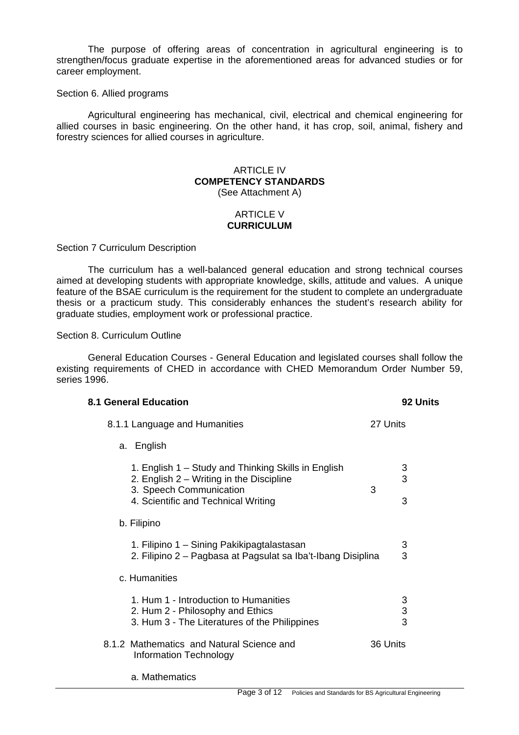The purpose of offering areas of concentration in agricultural engineering is to strengthen/focus graduate expertise in the aforementioned areas for advanced studies or for career employment.

Section 6. Allied programs

Agricultural engineering has mechanical, civil, electrical and chemical engineering for allied courses in basic engineering. On the other hand, it has crop, soil, animal, fishery and forestry sciences for allied courses in agriculture.

## ARTICLE IV
## COMPETENCY STANDARDS
(See Attachment A)

## ARTICLE V
## CURRICULUM

Section 7 Curriculum Description

The curriculum has a well-balanced general education and strong technical courses aimed at developing students with appropriate knowledge, skills, attitude and values. A unique feature of the BSAE curriculum is the requirement for the student to complete an undergraduate thesis or a practicum study. This considerably enhances the student's research ability for graduate studies, employment work or professional practice.

Section 8. Curriculum Outline

General Education Courses - General Education and legislated courses shall follow the existing requirements of CHED in accordance with CHED Memorandum Order Number 59, series 1996.

**8.1 General Education** **92 Units**

8.1.1 Language and Humanities 27 Units

a. English

| Course | Units |
|---|---|
| 1. English 1 – Study and Thinking Skills in English | 3 |
| 2. English 2 – Writing in the Discipline | 3 |
| 3. Speech Communication | 3 |
| 4. Scientific and Technical Writing | 3 |

b. Filipino

| Course | Units |
|---|---|
| 1. Filipino 1 – Sining Pakikipagtalastasan | 3 |
| 2. Filipino 2 – Pagbasa at Pagsulat sa Iba't-Ibang Disiplina | 3 |

c. Humanities

| Course | Units |
|---|---|
| 1. Hum 1 - Introduction to Humanities | 3 |
| 2. Hum 2 - Philosophy and Ethics | 3 |
| 3. Hum 3 - The Literatures of the Philippines | 3 |

8.1.2 Mathematics and Natural Science and Information Technology 36 Units

a. Mathematics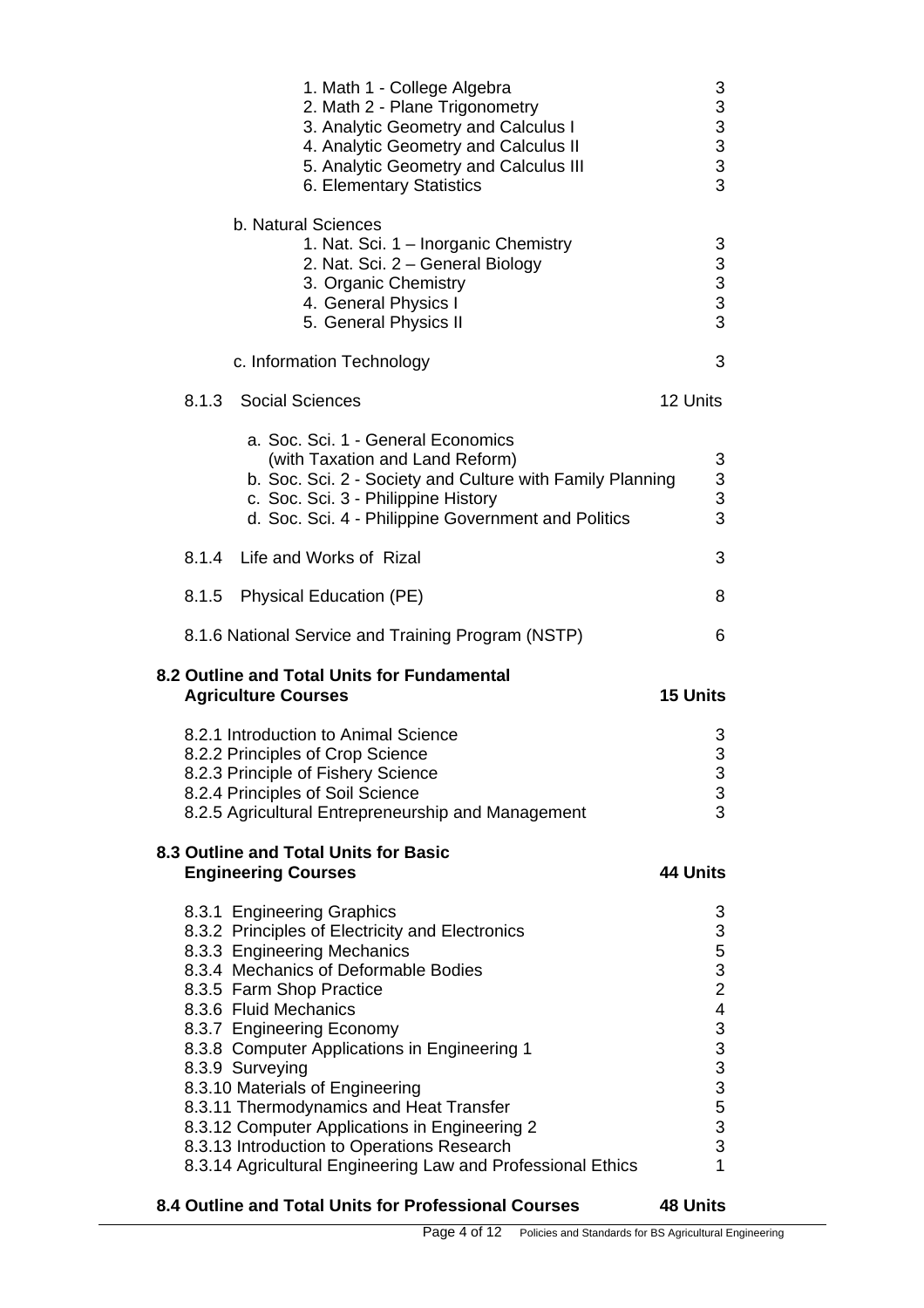| | |
|---|---|
| 1. Math 1 - College Algebra | 3 |
| 2. Math 2 - Plane Trigonometry | 3 |
| 3. Analytic Geometry and Calculus I | 3 |
| 4. Analytic Geometry and Calculus II | 3 |
| 5. Analytic Geometry and Calculus III | 3 |
| 6. Elementary Statistics | 3 |

b. Natural Sciences

| | |
|---|---|
| 1. Nat. Sci. 1 – Inorganic Chemistry | 3 |
| 2. Nat. Sci. 2 – General Biology | 3 |
| 3. Organic Chemistry | 3 |
| 4. General Physics I | 3 |
| 5. General Physics II | 3 |

| | |
|---|---|
| c. Information Technology | 3 |

| | |
|---|---|
| 8.1.3 Social Sciences | 12 Units |
| a. Soc. Sci. 1 - General Economics (with Taxation and Land Reform) | 3 |
| b. Soc. Sci. 2 - Society and Culture with Family Planning | 3 |
| c. Soc. Sci. 3 - Philippine History | 3 |
| d. Soc. Sci. 4 - Philippine Government and Politics | 3 |
| 8.1.4 Life and Works of Rizal | 3 |
| 8.1.5 Physical Education (PE) | 8 |
| 8.1.6 National Service and Training Program (NSTP) | 6 |

### 8.2 Outline and Total Units for Fundamental Agriculture Courses — 15 Units

| | |
|---|---|
| 8.2.1 Introduction to Animal Science | 3 |
| 8.2.2 Principles of Crop Science | 3 |
| 8.2.3 Principle of Fishery Science | 3 |
| 8.2.4 Principles of Soil Science | 3 |
| 8.2.5 Agricultural Entrepreneurship and Management | 3 |

### 8.3 Outline and Total Units for Basic Engineering Courses — 44 Units

| | |
|---|---|
| 8.3.1 Engineering Graphics | 3 |
| 8.3.2 Principles of Electricity and Electronics | 3 |
| 8.3.3 Engineering Mechanics | 5 |
| 8.3.4 Mechanics of Deformable Bodies | 3 |
| 8.3.5 Farm Shop Practice | 2 |
| 8.3.6 Fluid Mechanics | 4 |
| 8.3.7 Engineering Economy | 3 |
| 8.3.8 Computer Applications in Engineering 1 | 3 |
| 8.3.9 Surveying | 3 |
| 8.3.10 Materials of Engineering | 3 |
| 8.3.11 Thermodynamics and Heat Transfer | 5 |
| 8.3.12 Computer Applications in Engineering 2 | 3 |
| 8.3.13 Introduction to Operations Research | 3 |
| 8.3.14 Agricultural Engineering Law and Professional Ethics | 1 |

### 8.4 Outline and Total Units for Professional Courses — 48 Units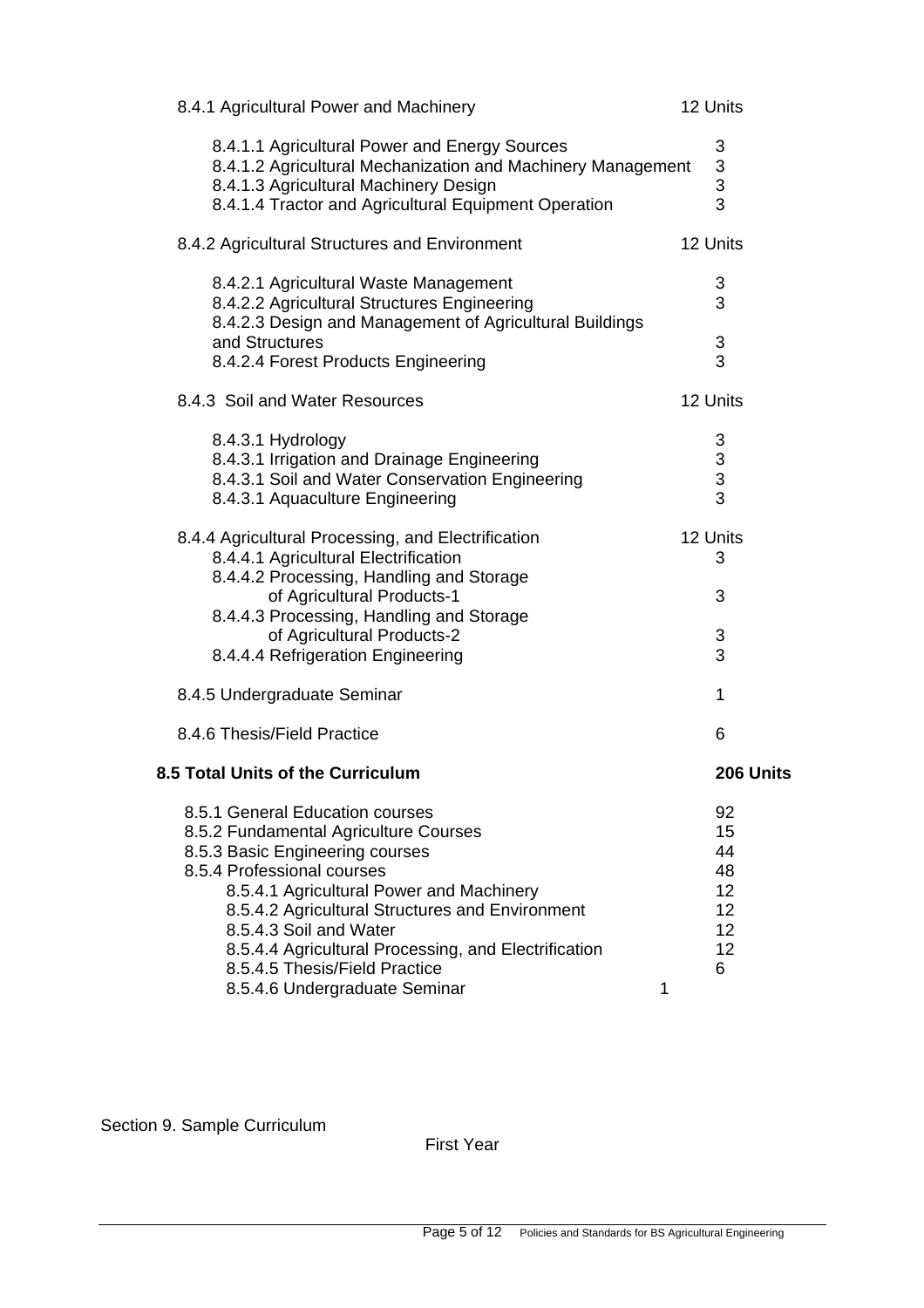8.4.1 Agricultural Power and Machinery — 12 Units

| Course | Units |
|---|---|
| 8.4.1.1 Agricultural Power and Energy Sources | 3 |
| 8.4.1.2 Agricultural Mechanization and Machinery Management | 3 |
| 8.4.1.3 Agricultural Machinery Design | 3 |
| 8.4.1.4 Tractor and Agricultural Equipment Operation | 3 |

8.4.2 Agricultural Structures and Environment — 12 Units

| Course | Units |
|---|---|
| 8.4.2.1 Agricultural Waste Management | 3 |
| 8.4.2.2 Agricultural Structures Engineering | 3 |
| 8.4.2.3 Design and Management of Agricultural Buildings and Structures | 3 |
| 8.4.2.4 Forest Products Engineering | 3 |

8.4.3 Soil and Water Resources — 12 Units

| Course | Units |
|---|---|
| 8.4.3.1 Hydrology | 3 |
| 8.4.3.1 Irrigation and Drainage Engineering | 3 |
| 8.4.3.1 Soil and Water Conservation Engineering | 3 |
| 8.4.3.1 Aquaculture Engineering | 3 |

8.4.4 Agricultural Processing, and Electrification — 12 Units

| Course | Units |
|---|---|
| 8.4.4.1 Agricultural Electrification | 3 |
| 8.4.4.2 Processing, Handling and Storage of Agricultural Products-1 | 3 |
| 8.4.4.3 Processing, Handling and Storage of Agricultural Products-2 | 3 |
| 8.4.4.4 Refrigeration Engineering | 3 |

8.4.5 Undergraduate Seminar — 1

8.4.6 Thesis/Field Practice — 6

**8.5 Total Units of the Curriculum — 206 Units**

| Course | Units |
|---|---|
| 8.5.1 General Education courses | 92 |
| 8.5.2 Fundamental Agriculture Courses | 15 |
| 8.5.3 Basic Engineering courses | 44 |
| 8.5.4 Professional courses | 48 |
| 8.5.4.1 Agricultural Power and Machinery | 12 |
| 8.5.4.2 Agricultural Structures and Environment | 12 |
| 8.5.4.3 Soil and Water | 12 |
| 8.5.4.4 Agricultural Processing, and Electrification | 12 |
| 8.5.4.5 Thesis/Field Practice | 6 |
| 8.5.4.6 Undergraduate Seminar | 1 |

Section 9. Sample Curriculum

First Year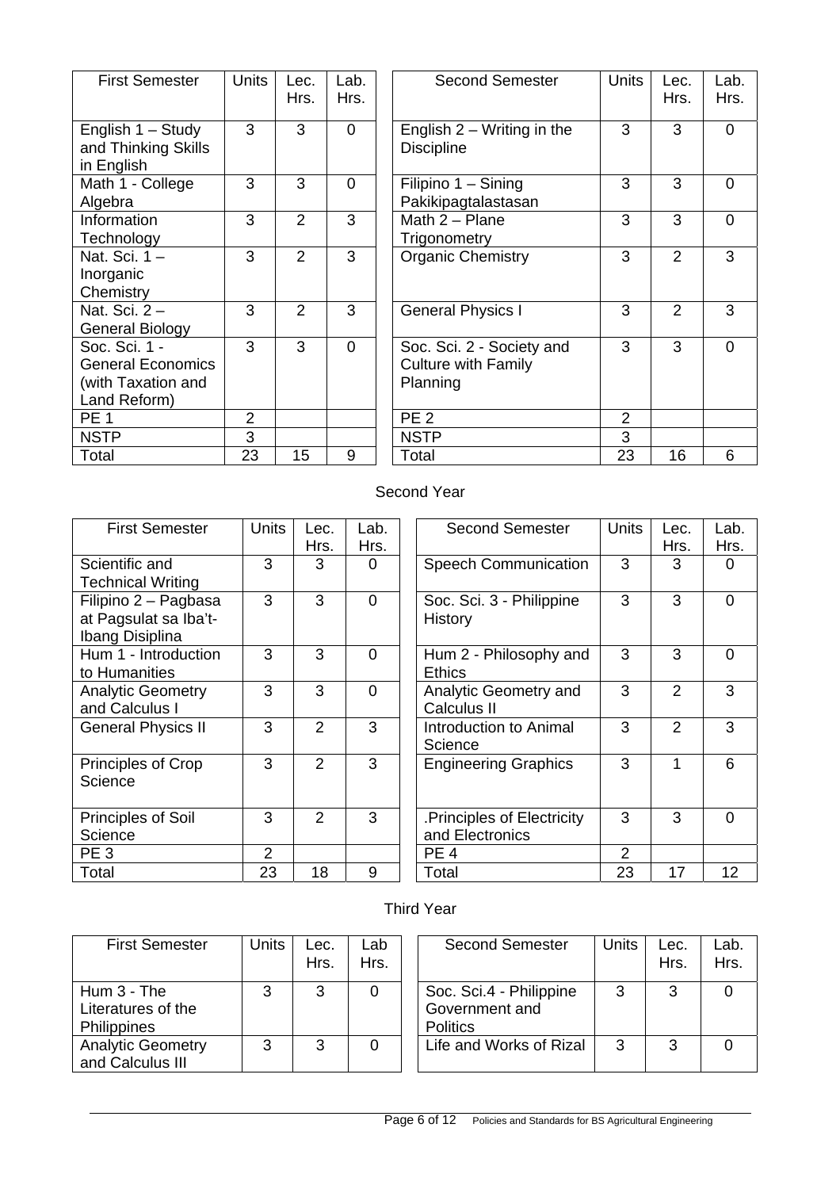| First Semester | Units | Lec. Hrs. | Lab. Hrs. |
|---|---|---|---|
| English 1 – Study and Thinking Skills in English | 3 | 3 | 0 |
| Math 1 - College Algebra | 3 | 3 | 0 |
| Information Technology | 3 | 2 | 3 |
| Nat. Sci. 1 – Inorganic Chemistry | 3 | 2 | 3 |
| Nat. Sci. 2 – General Biology | 3 | 2 | 3 |
| Soc. Sci. 1 - General Economics (with Taxation and Land Reform) | 3 | 3 | 0 |
| PE 1 | 2 | | |
| NSTP | 3 | | |
| Total | 23 | 15 | 9 |

| Second Semester | Units | Lec. Hrs. | Lab. Hrs. |
|---|---|---|---|
| English 2 – Writing in the Discipline | 3 | 3 | 0 |
| Filipino 1 – Sining Pakikipagtalastasan | 3 | 3 | 0 |
| Math 2 – Plane Trigonometry | 3 | 3 | 0 |
| Organic Chemistry | 3 | 2 | 3 |
| General Physics I | 3 | 2 | 3 |
| Soc. Sci. 2 - Society and Culture with Family Planning | 3 | 3 | 0 |
| PE 2 | 2 | | |
| NSTP | 3 | | |
| Total | 23 | 16 | 6 |

Second Year

| First Semester | Units | Lec. Hrs. | Lab. Hrs. |
|---|---|---|---|
| Scientific and Technical Writing | 3 | 3 | 0 |
| Filipino 2 – Pagbasa at Pagsulat sa Iba't-Ibang Disiplina | 3 | 3 | 0 |
| Hum 1 - Introduction to Humanities | 3 | 3 | 0 |
| Analytic Geometry and Calculus I | 3 | 3 | 0 |
| General Physics II | 3 | 2 | 3 |
| Principles of Crop Science | 3 | 2 | 3 |
| Principles of Soil Science | 3 | 2 | 3 |
| PE 3 | 2 | | |
| Total | 23 | 18 | 9 |

| Second Semester | Units | Lec. Hrs. | Lab. Hrs. |
|---|---|---|---|
| Speech Communication | 3 | 3 | 0 |
| Soc. Sci. 3 - Philippine History | 3 | 3 | 0 |
| Hum 2 - Philosophy and Ethics | 3 | 3 | 0 |
| Analytic Geometry and Calculus II | 3 | 2 | 3 |
| Introduction to Animal Science | 3 | 2 | 3 |
| Engineering Graphics | 3 | 1 | 6 |
| .Principles of Electricity and Electronics | 3 | 3 | 0 |
| PE 4 | 2 | | |
| Total | 23 | 17 | 12 |

Third Year

| First Semester | Units | Lec. Hrs. | Lab Hrs. |
|---|---|---|---|
| Hum 3 - The Literatures of the Philippines | 3 | 3 | 0 |
| Analytic Geometry and Calculus III | 3 | 3 | 0 |

| Second Semester | Units | Lec. Hrs. | Lab. Hrs. |
|---|---|---|---|
| Soc. Sci.4 - Philippine Government and Politics | 3 | 3 | 0 |
| Life and Works of Rizal | 3 | 3 | 0 |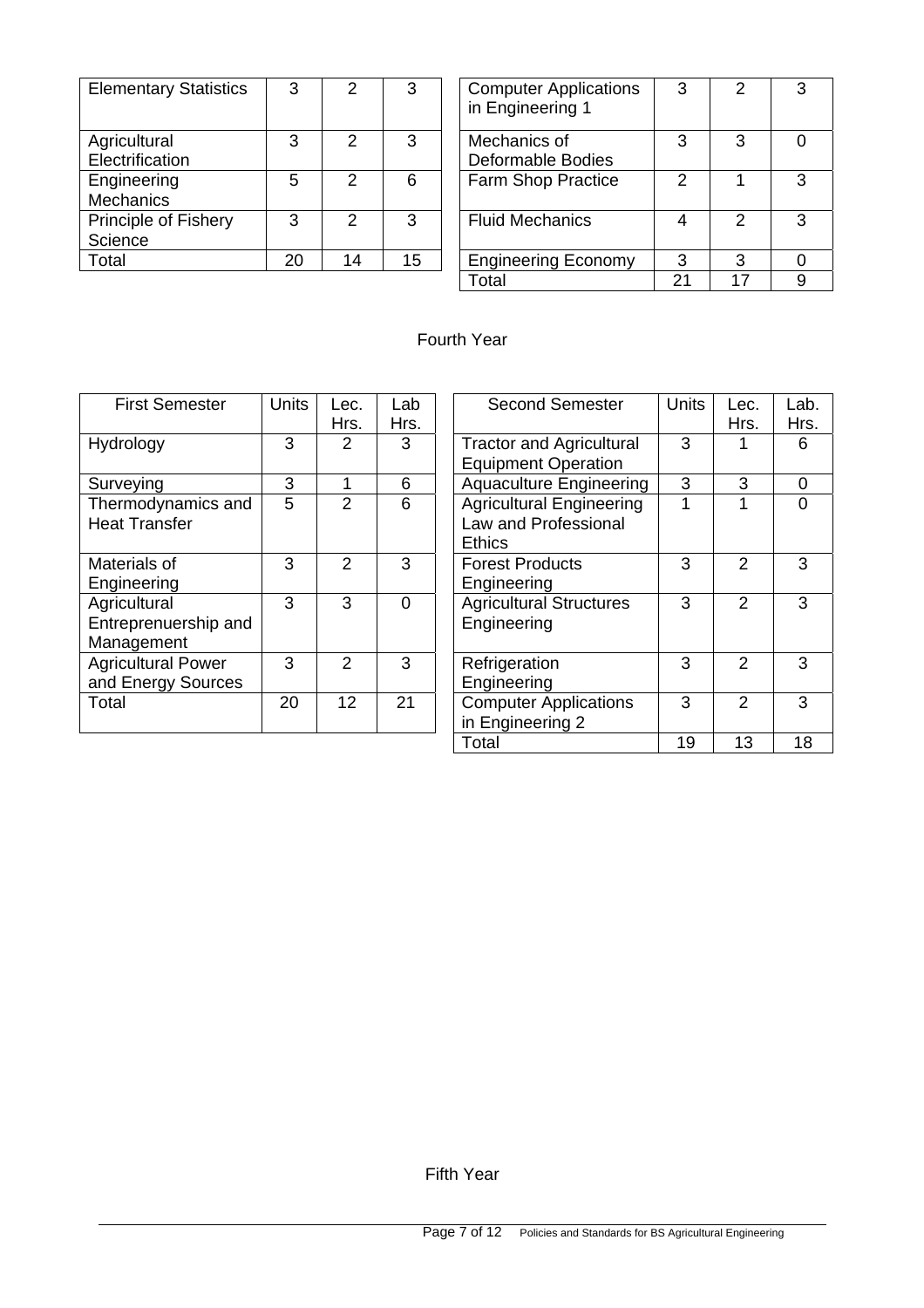| | | | |
|---|---|---|---|
| Elementary Statistics | 3 | 2 | 3 |
| Agricultural Electrification | 3 | 2 | 3 |
| Engineering Mechanics | 5 | 2 | 6 |
| Principle of Fishery Science | 3 | 2 | 3 |
| Total | 20 | 14 | 15 |

| | | | |
|---|---|---|---|
| Computer Applications in Engineering 1 | 3 | 2 | 3 |
| Mechanics of Deformable Bodies | 3 | 3 | 0 |
| Farm Shop Practice | 2 | 1 | 3 |
| Fluid Mechanics | 4 | 2 | 3 |
| Engineering Economy | 3 | 3 | 0 |
| Total | 21 | 17 | 9 |

## Fourth Year

| First Semester | Units | Lec. Hrs. | Lab Hrs. |
|---|---|---|---|
| Hydrology | 3 | 2 | 3 |
| Surveying | 3 | 1 | 6 |
| Thermodynamics and Heat Transfer | 5 | 2 | 6 |
| Materials of Engineering | 3 | 2 | 3 |
| Agricultural Entrepreneurship and Management | 3 | 3 | 0 |
| Agricultural Power and Energy Sources | 3 | 2 | 3 |
| Total | 20 | 12 | 21 |

| Second Semester | Units | Lec. Hrs. | Lab. Hrs. |
|---|---|---|---|
| Tractor and Agricultural Equipment Operation | 3 | 1 | 6 |
| Aquaculture Engineering | 3 | 3 | 0 |
| Agricultural Engineering Law and Professional Ethics | 1 | 1 | 0 |
| Forest Products Engineering | 3 | 2 | 3 |
| Agricultural Structures Engineering | 3 | 2 | 3 |
| Refrigeration Engineering | 3 | 2 | 3 |
| Computer Applications in Engineering 2 | 3 | 2 | 3 |
| Total | 19 | 13 | 18 |

## Fifth Year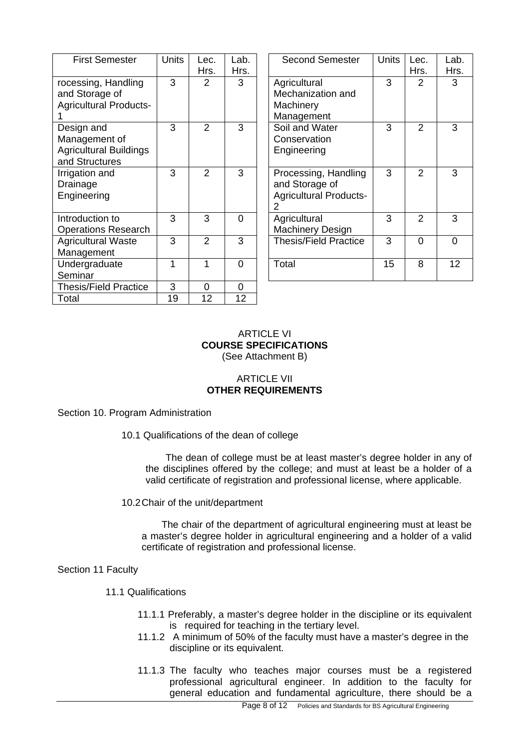| First Semester | Units | Lec. Hrs. | Lab. Hrs. |
|---|---|---|---|
| rocessing, Handling and Storage of Agricultural Products-1 | 3 | 2 | 3 |
| Design and Management of Agricultural Buildings and Structures | 3 | 2 | 3 |
| Irrigation and Drainage Engineering | 3 | 2 | 3 |
| Introduction to Operations Research | 3 | 3 | 0 |
| Agricultural Waste Management | 3 | 2 | 3 |
| Undergraduate Seminar | 1 | 1 | 0 |
| Thesis/Field Practice | 3 | 0 | 0 |
| Total | 19 | 12 | 12 |

| Second Semester | Units | Lec. Hrs. | Lab. Hrs. |
|---|---|---|---|
| Agricultural Mechanization and Machinery Management | 3 | 2 | 3 |
| Soil and Water Conservation Engineering | 3 | 2 | 3 |
| Processing, Handling and Storage of Agricultural Products-2 | 3 | 2 | 3 |
| Agricultural Machinery Design | 3 | 2 | 3 |
| Thesis/Field Practice | 3 | 0 | 0 |
| Total | 15 | 8 | 12 |

ARTICLE VI
**COURSE SPECIFICATIONS**
(See Attachment B)

ARTICLE VII
**OTHER REQUIREMENTS**

Section 10. Program Administration

10.1 Qualifications of the dean of college

The dean of college must be at least master's degree holder in any of the disciplines offered by the college; and must at least be a holder of a valid certificate of registration and professional license, where applicable.

10.2 Chair of the unit/department

The chair of the department of agricultural engineering must at least be a master's degree holder in agricultural engineering and a holder of a valid certificate of registration and professional license.

Section 11 Faculty

11.1 Qualifications

11.1.1 Preferably, a master's degree holder in the discipline or its equivalent is required for teaching in the tertiary level.

11.1.2 A minimum of 50% of the faculty must have a master's degree in the discipline or its equivalent.

11.1.3 The faculty who teaches major courses must be a registered professional agricultural engineer. In addition to the faculty for general education and fundamental agriculture, there should be a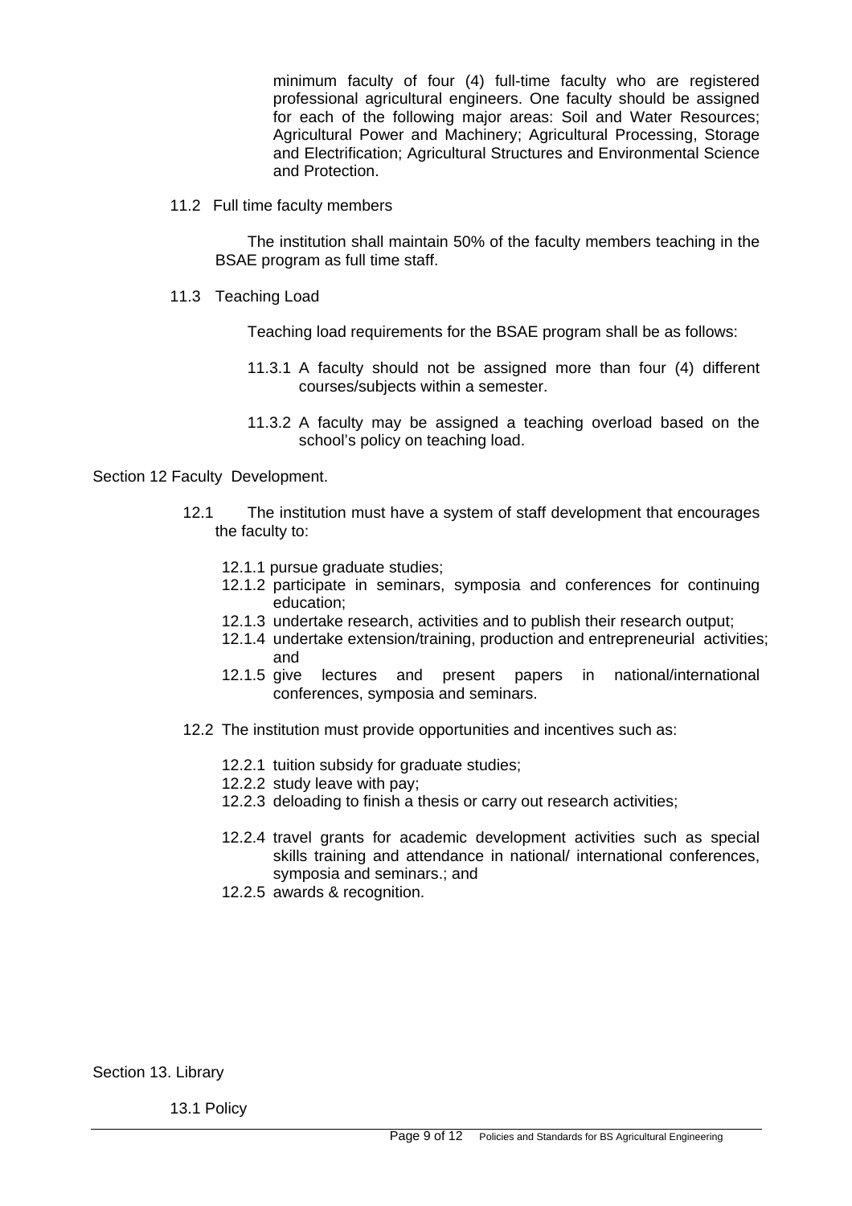minimum faculty of four (4) full-time faculty who are registered professional agricultural engineers. One faculty should be assigned for each of the following major areas: Soil and Water Resources; Agricultural Power and Machinery; Agricultural Processing, Storage and Electrification; Agricultural Structures and Environmental Science and Protection.

11.2 Full time faculty members

The institution shall maintain 50% of the faculty members teaching in the BSAE program as full time staff.

11.3 Teaching Load

Teaching load requirements for the BSAE program shall be as follows:

11.3.1 A faculty should not be assigned more than four (4) different courses/subjects within a semester.

11.3.2 A faculty may be assigned a teaching overload based on the school's policy on teaching load.

Section 12 Faculty Development.

12.1 The institution must have a system of staff development that encourages the faculty to:

12.1.1 pursue graduate studies;
12.1.2 participate in seminars, symposia and conferences for continuing education;
12.1.3 undertake research, activities and to publish their research output;
12.1.4 undertake extension/training, production and entrepreneurial activities; and
12.1.5 give lectures and present papers in national/international conferences, symposia and seminars.

12.2 The institution must provide opportunities and incentives such as:

12.2.1 tuition subsidy for graduate studies;
12.2.2 study leave with pay;
12.2.3 deloading to finish a thesis or carry out research activities;
12.2.4 travel grants for academic development activities such as special skills training and attendance in national/ international conferences, symposia and seminars.; and
12.2.5 awards & recognition.

Section 13. Library

13.1 Policy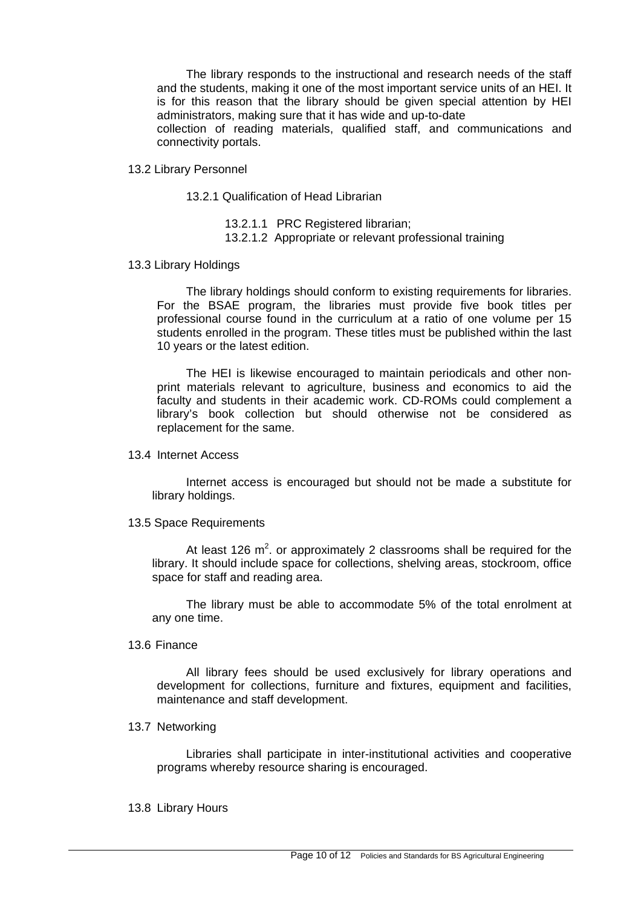The library responds to the instructional and research needs of the staff and the students, making it one of the most important service units of an HEI. It is for this reason that the library should be given special attention by HEI administrators, making sure that it has wide and up-to-date collection of reading materials, qualified staff, and communications and connectivity portals.

13.2 Library Personnel

13.2.1 Qualification of Head Librarian

13.2.1.1 PRC Registered librarian;
13.2.1.2 Appropriate or relevant professional training

13.3 Library Holdings

The library holdings should conform to existing requirements for libraries. For the BSAE program, the libraries must provide five book titles per professional course found in the curriculum at a ratio of one volume per 15 students enrolled in the program. These titles must be published within the last 10 years or the latest edition.

The HEI is likewise encouraged to maintain periodicals and other non-print materials relevant to agriculture, business and economics to aid the faculty and students in their academic work. CD-ROMs could complement a library's book collection but should otherwise not be considered as replacement for the same.

13.4 Internet Access

Internet access is encouraged but should not be made a substitute for library holdings.

13.5 Space Requirements

At least 126 $m^2$. or approximately 2 classrooms shall be required for the library. It should include space for collections, shelving areas, stockroom, office space for staff and reading area.

The library must be able to accommodate 5% of the total enrolment at any one time.

13.6 Finance

All library fees should be used exclusively for library operations and development for collections, furniture and fixtures, equipment and facilities, maintenance and staff development.

13.7 Networking

Libraries shall participate in inter-institutional activities and cooperative programs whereby resource sharing is encouraged.

13.8 Library Hours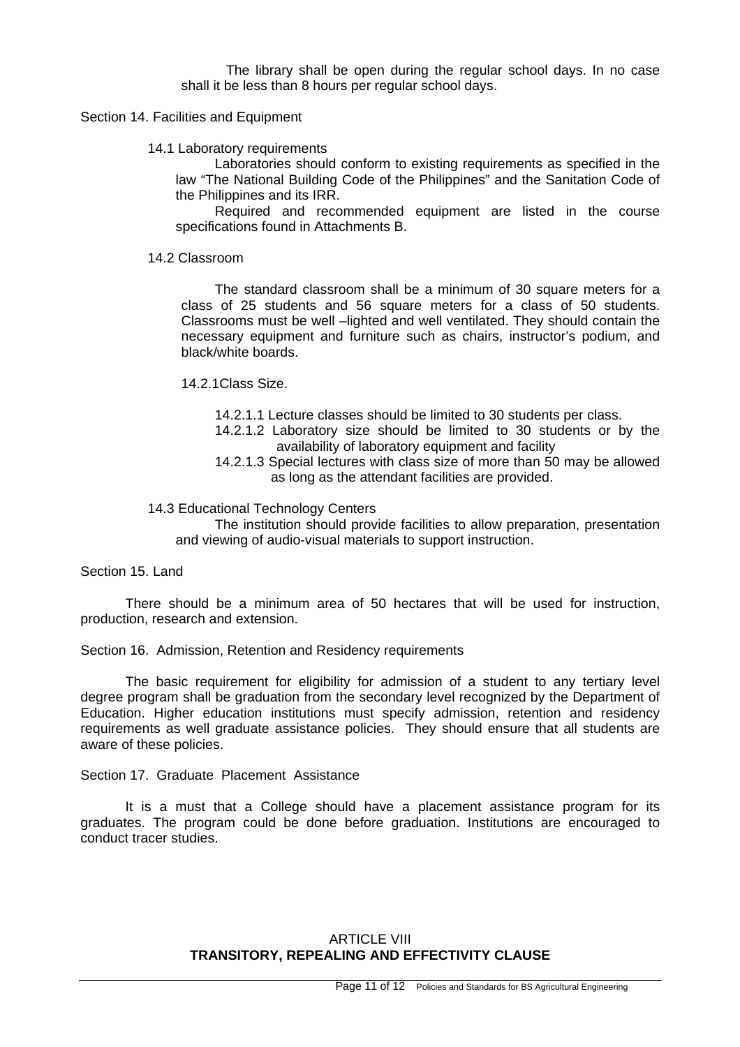The library shall be open during the regular school days. In no case shall it be less than 8 hours per regular school days.

Section 14. Facilities and Equipment

14.1 Laboratory requirements

Laboratories should conform to existing requirements as specified in the law "The National Building Code of the Philippines" and the Sanitation Code of the Philippines and its IRR.

Required and recommended equipment are listed in the course specifications found in Attachments B.

14.2 Classroom

The standard classroom shall be a minimum of 30 square meters for a class of 25 students and 56 square meters for a class of 50 students. Classrooms must be well –lighted and well ventilated. They should contain the necessary equipment and furniture such as chairs, instructor's podium, and black/white boards.

14.2.1Class Size.

14.2.1.1 Lecture classes should be limited to 30 students per class.

14.2.1.2 Laboratory size should be limited to 30 students or by the availability of laboratory equipment and facility

14.2.1.3 Special lectures with class size of more than 50 may be allowed as long as the attendant facilities are provided.

14.3 Educational Technology Centers

The institution should provide facilities to allow preparation, presentation and viewing of audio-visual materials to support instruction.

Section 15. Land

There should be a minimum area of 50 hectares that will be used for instruction, production, research and extension.

Section 16. Admission, Retention and Residency requirements

The basic requirement for eligibility for admission of a student to any tertiary level degree program shall be graduation from the secondary level recognized by the Department of Education. Higher education institutions must specify admission, retention and residency requirements as well graduate assistance policies. They should ensure that all students are aware of these policies.

Section 17. Graduate Placement Assistance

It is a must that a College should have a placement assistance program for its graduates. The program could be done before graduation. Institutions are encouraged to conduct tracer studies.

## ARTICLE VIII
## TRANSITORY, REPEALING AND EFFECTIVITY CLAUSE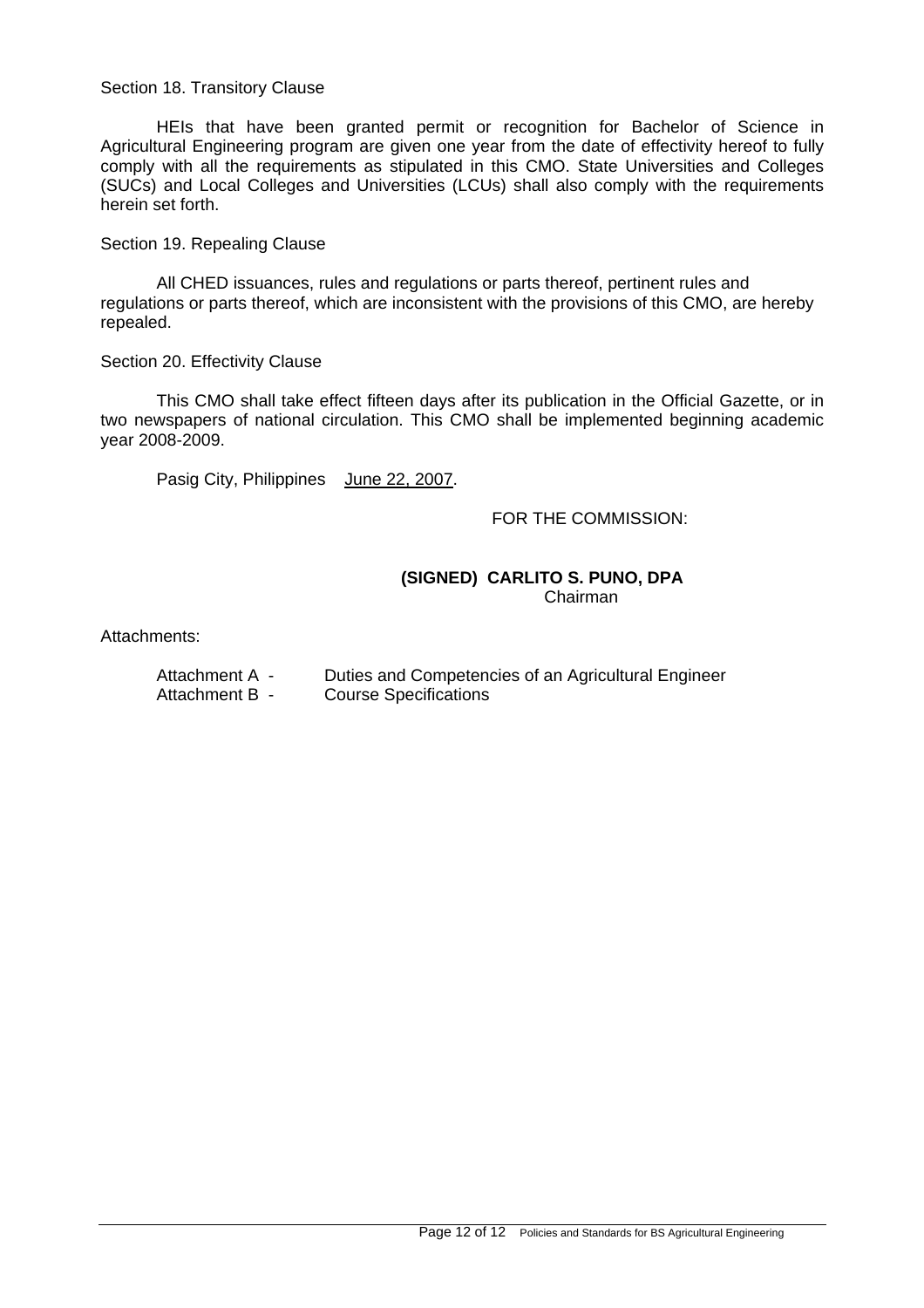Section 18. Transitory Clause

HEIs that have been granted permit or recognition for Bachelor of Science in Agricultural Engineering program are given one year from the date of effectivity hereof to fully comply with all the requirements as stipulated in this CMO. State Universities and Colleges (SUCs) and Local Colleges and Universities (LCUs) shall also comply with the requirements herein set forth.

Section 19. Repealing Clause

All CHED issuances, rules and regulations or parts thereof, pertinent rules and regulations or parts thereof, which are inconsistent with the provisions of this CMO, are hereby repealed.

Section 20. Effectivity Clause

This CMO shall take effect fifteen days after its publication in the Official Gazette, or in two newspapers of national circulation. This CMO shall be implemented beginning academic year 2008-2009.

Pasig City, Philippines June 22, 2007.

FOR THE COMMISSION:

**(SIGNED) CARLITO S. PUNO, DPA**
Chairman

Attachments:

Attachment A - Duties and Competencies of an Agricultural Engineer
Attachment B - Course Specifications